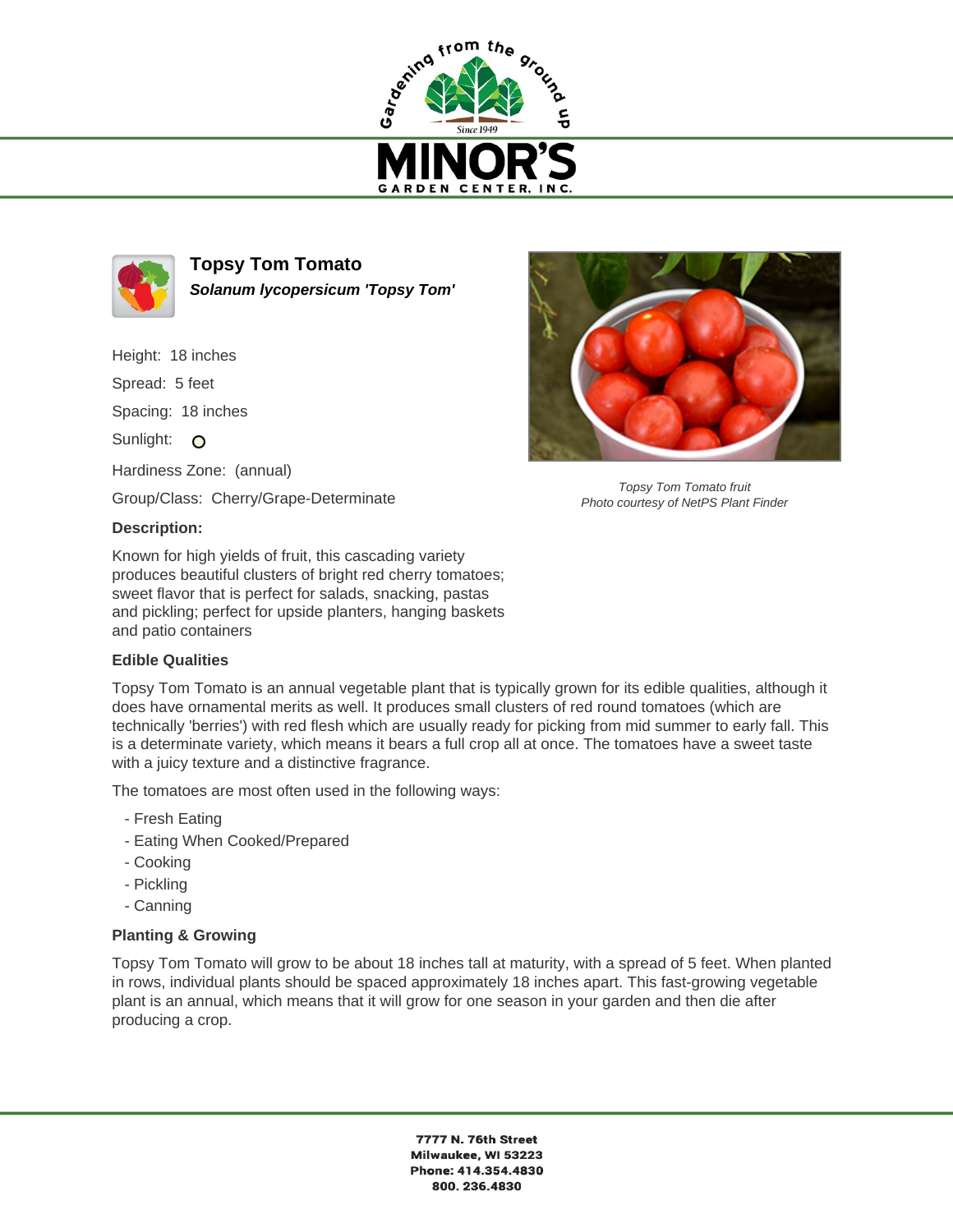Gardening from the ground up

Since 1949

# MINOR'S

GARDEN CENTER, INC.

## Topsy Tom Tomato

***Solanum lycopersicum 'Topsy Tom'***

Height: 18 inches

Spread: 5 feet

Spacing: 18 inches

Sunlight: ○

Hardiness Zone: (annual)

Group/Class: Cherry/Grape-Determinate

*Topsy Tom Tomato fruit*
*Photo courtesy of NetPS Plant Finder*

### Description:

Known for high yields of fruit, this cascading variety produces beautiful clusters of bright red cherry tomatoes; sweet flavor that is perfect for salads, snacking, pastas and pickling; perfect for upside planters, hanging baskets and patio containers

### Edible Qualities

Topsy Tom Tomato is an annual vegetable plant that is typically grown for its edible qualities, although it does have ornamental merits as well. It produces small clusters of red round tomatoes (which are technically 'berries') with red flesh which are usually ready for picking from mid summer to early fall. This is a determinate variety, which means it bears a full crop all at once. The tomatoes have a sweet taste with a juicy texture and a distinctive fragrance.

The tomatoes are most often used in the following ways:

- Fresh Eating
- Eating When Cooked/Prepared
- Cooking
- Pickling
- Canning

### Planting & Growing

Topsy Tom Tomato will grow to be about 18 inches tall at maturity, with a spread of 5 feet. When planted in rows, individual plants should be spaced approximately 18 inches apart. This fast-growing vegetable plant is an annual, which means that it will grow for one season in your garden and then die after producing a crop.

**7777 N. 76th Street**
**Milwaukee, WI 53223**
**Phone: 414.354.4830**
**800. 236.4830**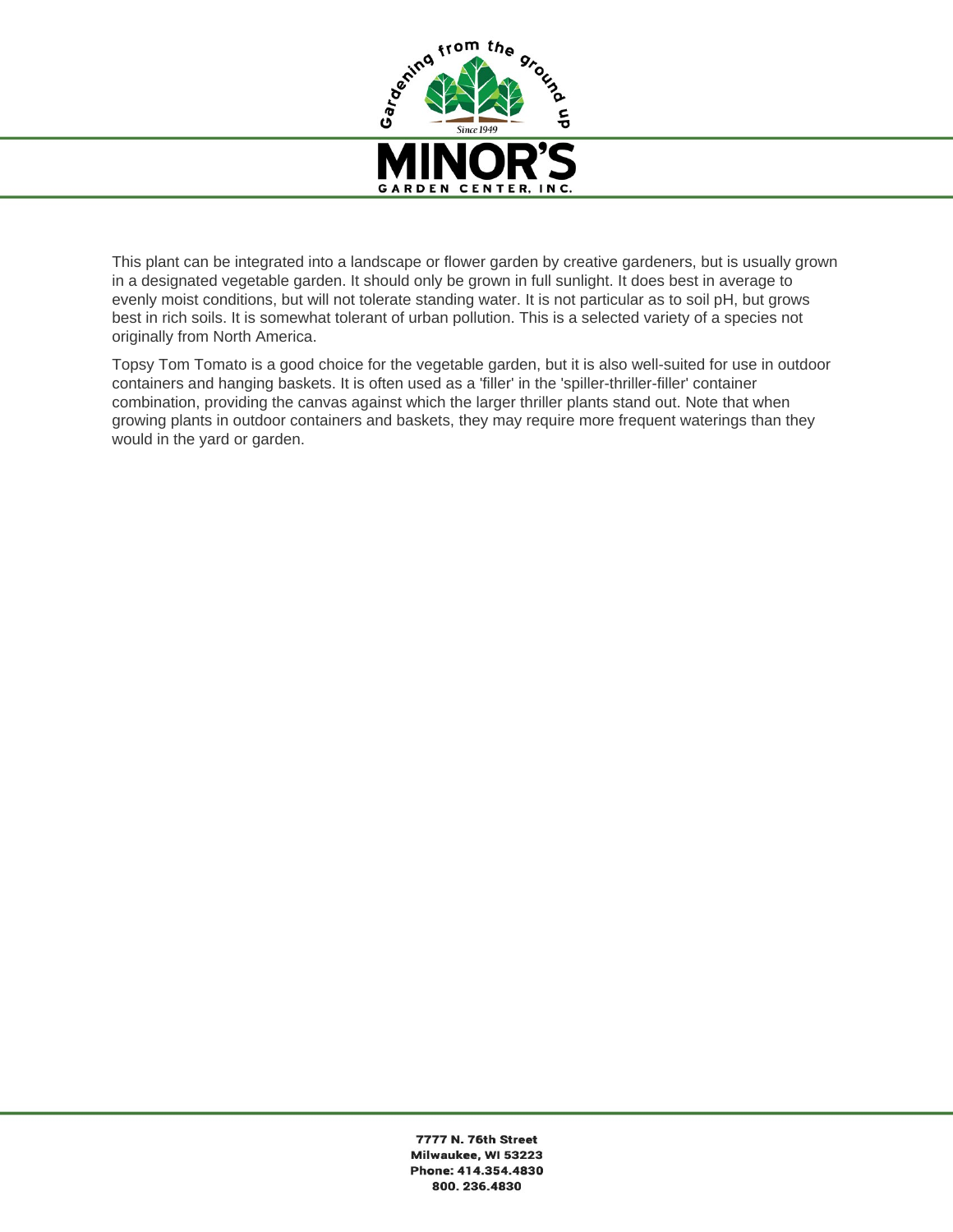This plant can be integrated into a landscape or flower garden by creative gardeners, but is usually grown in a designated vegetable garden. It should only be grown in full sunlight. It does best in average to evenly moist conditions, but will not tolerate standing water. It is not particular as to soil pH, but grows best in rich soils. It is somewhat tolerant of urban pollution. This is a selected variety of a species not originally from North America.

Topsy Tom Tomato is a good choice for the vegetable garden, but it is also well-suited for use in outdoor containers and hanging baskets. It is often used as a 'filler' in the 'spiller-thriller-filler' container combination, providing the canvas against which the larger thriller plants stand out. Note that when growing plants in outdoor containers and baskets, they may require more frequent waterings than they would in the yard or garden.